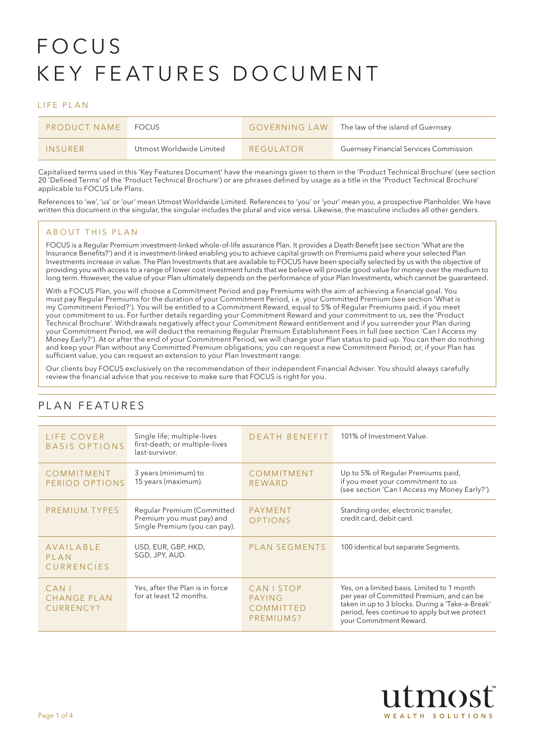# FOCUS KEY FEATURES DOCUMENT

## LIFE PLAN

| PRODUCT NAME | FOCUS | GOVERNING LAW | The law of the island of Guernsey |
|---|---|---|---|
| INSURER | Utmost Worldwide Limited | REGULATOR | Guernsey Financial Services Commission |

Capitalised terms used in this 'Key Features Document' have the meanings given to them in the 'Product Technical Brochure' (see section 20 'Defined Terms' of the 'Product Technical Brochure') or are phrases defined by usage as a title in the 'Product Technical Brochure' applicable to FOCUS Life Plans.

References to 'we', 'us' or 'our' mean Utmost Worldwide Limited. References to 'you' or 'your' mean you, a prospective Planholder. We have written this document in the singular, the singular includes the plural and vice versa. Likewise, the masculine includes all other genders.

### ABOUT THIS PLAN

FOCUS is a Regular Premium investment-linked whole-of-life assurance Plan. It provides a Death Benefit (see section 'What are the Insurance Benefits?') and it is investment-linked enabling you to achieve capital growth on Premiums paid where your selected Plan Investments increase in value. The Plan Investments that are available to FOCUS have been specially selected by us with the objective of providing you with access to a range of lower cost investment funds that we believe will provide good value for money over the medium to long term. However, the value of your Plan ultimately depends on the performance of your Plan Investments, which cannot be guaranteed.

With a FOCUS Plan, you will choose a Commitment Period and pay Premiums with the aim of achieving a financial goal. You must pay Regular Premiums for the duration of your Commitment Period, i.e. your Committed Premium (see section 'What is my Commitment Period?'). You will be entitled to a Commitment Reward, equal to 5% of Regular Premiums paid, if you meet your commitment to us. For further details regarding your Commitment Reward and your commitment to us, see the 'Product Technical Brochure'. Withdrawals negatively affect your Commitment Reward entitlement and if you surrender your Plan during your Commitment Period, we will deduct the remaining Regular Premium Establishment Fees in full (see section 'Can I Access my Money Early?'). At or after the end of your Commitment Period, we will change your Plan status to paid-up. You can then do nothing and keep your Plan without any Committed Premium obligations; you can request a new Commitment Period; or, if your Plan has sufficient value, you can request an extension to your Plan Investment range.

Our clients buy FOCUS exclusively on the recommendation of their independent Financial Adviser. You should always carefully review the financial advice that you receive to make sure that FOCUS is right for you.

## PLAN FEATURES

| LIFE COVER BASIS OPTIONS | Single life; multiple-lives first-death; or multiple-lives last-survivor. | DEATH BENEFIT | 101% of Investment Value. |
|---|---|---|---|
| COMMITMENT PERIOD OPTIONS | 3 years (minimum) to 15 years (maximum). | COMMITMENT REWARD | Up to 5% of Regular Premiums paid, if you meet your commitment to us (see section 'Can I Access my Money Early?'). |
| PREMIUM TYPES | Regular Premium (Committed Premium you must pay) and Single Premium (you can pay). | PAYMENT OPTIONS | Standing order, electronic transfer, credit card, debit card. |
| AVAILABLE PLAN CURRENCIES | USD, EUR, GBP, HKD, SGD, JPY, AUD. | PLAN SEGMENTS | 100 identical but separate Segments. |
| CAN I CHANGE PLAN CURRENCY? | Yes, after the Plan is in force for at least 12 months. | CAN I STOP PAYING COMMITTED PREMIUMS? | Yes, on a limited basis. Limited to 1 month per year of Committed Premium, and can be taken in up to 3 blocks. During a 'Take-a-Break' period, fees continue to apply but we protect your Commitment Reward. |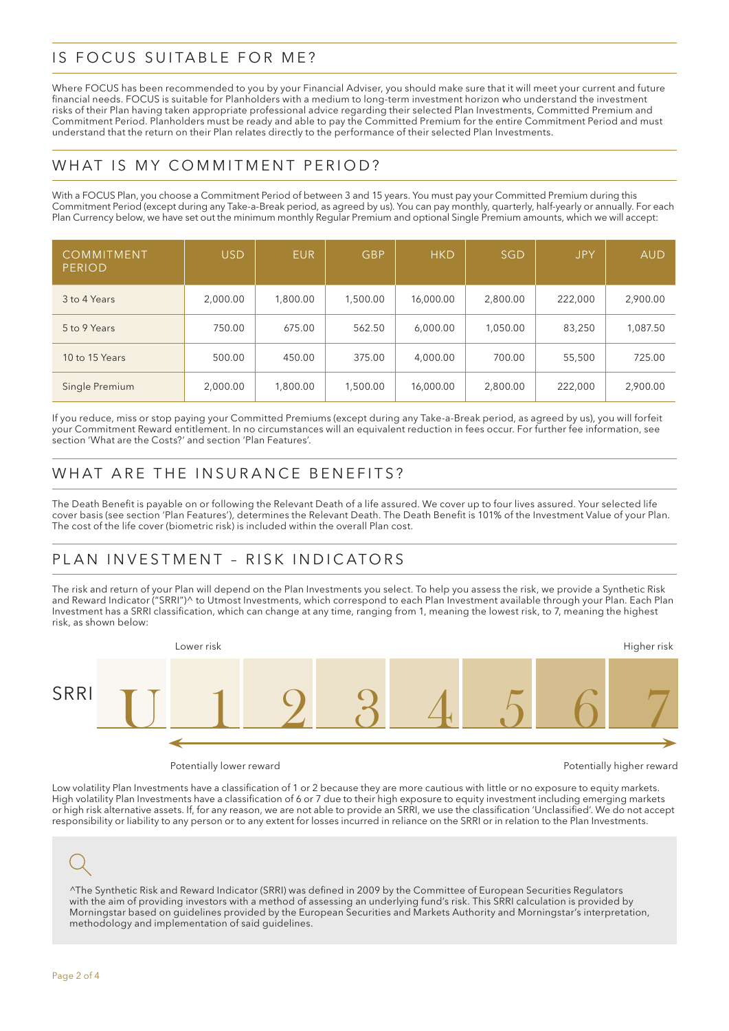## IS FOCUS SUITABLE FOR ME?

Where FOCUS has been recommended to you by your Financial Adviser, you should make sure that it will meet your current and future financial needs. FOCUS is suitable for Planholders with a medium to long-term investment horizon who understand the investment risks of their Plan having taken appropriate professional advice regarding their selected Plan Investments, Committed Premium and Commitment Period. Planholders must be ready and able to pay the Committed Premium for the entire Commitment Period and must understand that the return on their Plan relates directly to the performance of their selected Plan Investments.

## WHAT IS MY COMMITMENT PERIOD?

With a FOCUS Plan, you choose a Commitment Period of between 3 and 15 years. You must pay your Committed Premium during this Commitment Period (except during any Take-a-Break period, as agreed by us). You can pay monthly, quarterly, half-yearly or annually. For each Plan Currency below, we have set out the minimum monthly Regular Premium and optional Single Premium amounts, which we will accept:

| COMMITMENT PERIOD | USD | EUR | GBP | HKD | SGD | JPY | AUD |
|---|---|---|---|---|---|---|---|
| 3 to 4 Years | 2,000.00 | 1,800.00 | 1,500.00 | 16,000.00 | 2,800.00 | 222,000 | 2,900.00 |
| 5 to 9 Years | 750.00 | 675.00 | 562.50 | 6,000.00 | 1,050.00 | 83,250 | 1,087.50 |
| 10 to 15 Years | 500.00 | 450.00 | 375.00 | 4,000.00 | 700.00 | 55,500 | 725.00 |
| Single Premium | 2,000.00 | 1,800.00 | 1,500.00 | 16,000.00 | 2,800.00 | 222,000 | 2,900.00 |

If you reduce, miss or stop paying your Committed Premiums (except during any Take-a-Break period, as agreed by us), you will forfeit your Commitment Reward entitlement. In no circumstances will an equivalent reduction in fees occur. For further fee information, see section 'What are the Costs?' and section 'Plan Features'.

## WHAT ARE THE INSURANCE BENEFITS?

The Death Benefit is payable on or following the Relevant Death of a life assured. We cover up to four lives assured. Your selected life cover basis (see section 'Plan Features'), determines the Relevant Death. The Death Benefit is 101% of the Investment Value of your Plan. The cost of the life cover (biometric risk) is included within the overall Plan cost.

## PLAN INVESTMENT – RISK INDICATORS

The risk and return of your Plan will depend on the Plan Investments you select. To help you assess the risk, we provide a Synthetic Risk and Reward Indicator ("SRRI")^ to Utmost Investments, which correspond to each Plan Investment available through your Plan. Each Plan Investment has a SRRI classification, which can change at any time, ranging from 1, meaning the lowest risk, to 7, meaning the highest risk, as shown below:

| | | Lower risk | | | | | | Higher risk |
|---|---|---|---|---|---|---|---|---|
| SRRI | U | 1 | 2 | 3 | 4 | 5 | 6 | 7 |
| | | Potentially lower reward | | | | | | Potentially higher reward |

Low volatility Plan Investments have a classification of 1 or 2 because they are more cautious with little or no exposure to equity markets. High volatility Plan Investments have a classification of 6 or 7 due to their high exposure to equity investment including emerging markets or high risk alternative assets. If, for any reason, we are not able to provide an SRRI, we use the classification 'Unclassified'. We do not accept responsibility or liability to any person or to any extent for losses incurred in reliance on the SRRI or in relation to the Plan Investments.

^The Synthetic Risk and Reward Indicator (SRRI) was defined in 2009 by the Committee of European Securities Regulators with the aim of providing investors with a method of assessing an underlying fund's risk. This SRRI calculation is provided by Morningstar based on guidelines provided by the European Securities and Markets Authority and Morningstar's interpretation, methodology and implementation of said guidelines.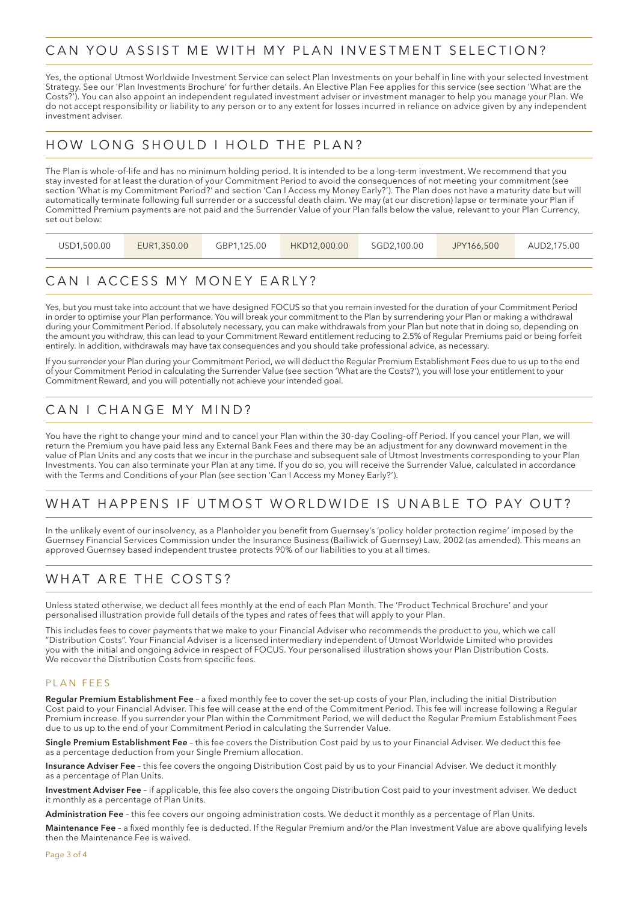## CAN YOU ASSIST ME WITH MY PLAN INVESTMENT SELECTION?

Yes, the optional Utmost Worldwide Investment Service can select Plan Investments on your behalf in line with your selected Investment Strategy. See our 'Plan Investments Brochure' for further details. An Elective Plan Fee applies for this service (see section 'What are the Costs?'). You can also appoint an independent regulated investment adviser or investment manager to help you manage your Plan. We do not accept responsibility or liability to any person or to any extent for losses incurred in reliance on advice given by any independent investment adviser.

## HOW LONG SHOULD I HOLD THE PLAN?

The Plan is whole-of-life and has no minimum holding period. It is intended to be a long-term investment. We recommend that you stay invested for at least the duration of your Commitment Period to avoid the consequences of not meeting your commitment (see section 'What is my Commitment Period?' and section 'Can I Access my Money Early?'). The Plan does not have a maturity date but will automatically terminate following full surrender or a successful death claim. We may (at our discretion) lapse or terminate your Plan if Committed Premium payments are not paid and the Surrender Value of your Plan falls below the value, relevant to your Plan Currency, set out below:

| USD1,500.00 | EUR1,350.00 | GBP1,125.00 | HKD12,000.00 | SGD2,100.00 | JPY166,500 | AUD2,175.00 |
|---|---|---|---|---|---|---|

## CAN I ACCESS MY MONEY EARLY?

Yes, but you must take into account that we have designed FOCUS so that you remain invested for the duration of your Commitment Period in order to optimise your Plan performance. You will break your commitment to the Plan by surrendering your Plan or making a withdrawal during your Commitment Period. If absolutely necessary, you can make withdrawals from your Plan but note that in doing so, depending on the amount you withdraw, this can lead to your Commitment Reward entitlement reducing to 2.5% of Regular Premiums paid or being forfeit entirely. In addition, withdrawals may have tax consequences and you should take professional advice, as necessary.

If you surrender your Plan during your Commitment Period, we will deduct the Regular Premium Establishment Fees due to us up to the end of your Commitment Period in calculating the Surrender Value (see section 'What are the Costs?'), you will lose your entitlement to your Commitment Reward, and you will potentially not achieve your intended goal.

## CAN I CHANGE MY MIND?

You have the right to change your mind and to cancel your Plan within the 30-day Cooling-off Period. If you cancel your Plan, we will return the Premium you have paid less any External Bank Fees and there may be an adjustment for any downward movement in the value of Plan Units and any costs that we incur in the purchase and subsequent sale of Utmost Investments corresponding to your Plan Investments. You can also terminate your Plan at any time. If you do so, you will receive the Surrender Value, calculated in accordance with the Terms and Conditions of your Plan (see section 'Can I Access my Money Early?').

## WHAT HAPPENS IF UTMOST WORLDWIDE IS UNABLE TO PAY OUT?

In the unlikely event of our insolvency, as a Planholder you benefit from Guernsey's 'policy holder protection regime' imposed by the Guernsey Financial Services Commission under the Insurance Business (Bailiwick of Guernsey) Law, 2002 (as amended). This means an approved Guernsey based independent trustee protects 90% of our liabilities to you at all times.

## WHAT ARE THE COSTS?

Unless stated otherwise, we deduct all fees monthly at the end of each Plan Month. The 'Product Technical Brochure' and your personalised illustration provide full details of the types and rates of fees that will apply to your Plan.

This includes fees to cover payments that we make to your Financial Adviser who recommends the product to you, which we call "Distribution Costs". Your Financial Adviser is a licensed intermediary independent of Utmost Worldwide Limited who provides you with the initial and ongoing advice in respect of FOCUS. Your personalised illustration shows your Plan Distribution Costs. We recover the Distribution Costs from specific fees.

### PLAN FEES

**Regular Premium Establishment Fee** – a fixed monthly fee to cover the set-up costs of your Plan, including the initial Distribution Cost paid to your Financial Adviser. This fee will cease at the end of the Commitment Period. This fee will increase following a Regular Premium increase. If you surrender your Plan within the Commitment Period, we will deduct the Regular Premium Establishment Fees due to us up to the end of your Commitment Period in calculating the Surrender Value.

**Single Premium Establishment Fee** – this fee covers the Distribution Cost paid by us to your Financial Adviser. We deduct this fee as a percentage deduction from your Single Premium allocation.

**Insurance Adviser Fee** – this fee covers the ongoing Distribution Cost paid by us to your Financial Adviser. We deduct it monthly as a percentage of Plan Units.

**Investment Adviser Fee** – if applicable, this fee also covers the ongoing Distribution Cost paid to your investment adviser. We deduct it monthly as a percentage of Plan Units.

**Administration Fee** – this fee covers our ongoing administration costs. We deduct it monthly as a percentage of Plan Units.

**Maintenance Fee** – a fixed monthly fee is deducted. If the Regular Premium and/or the Plan Investment Value are above qualifying levels then the Maintenance Fee is waived.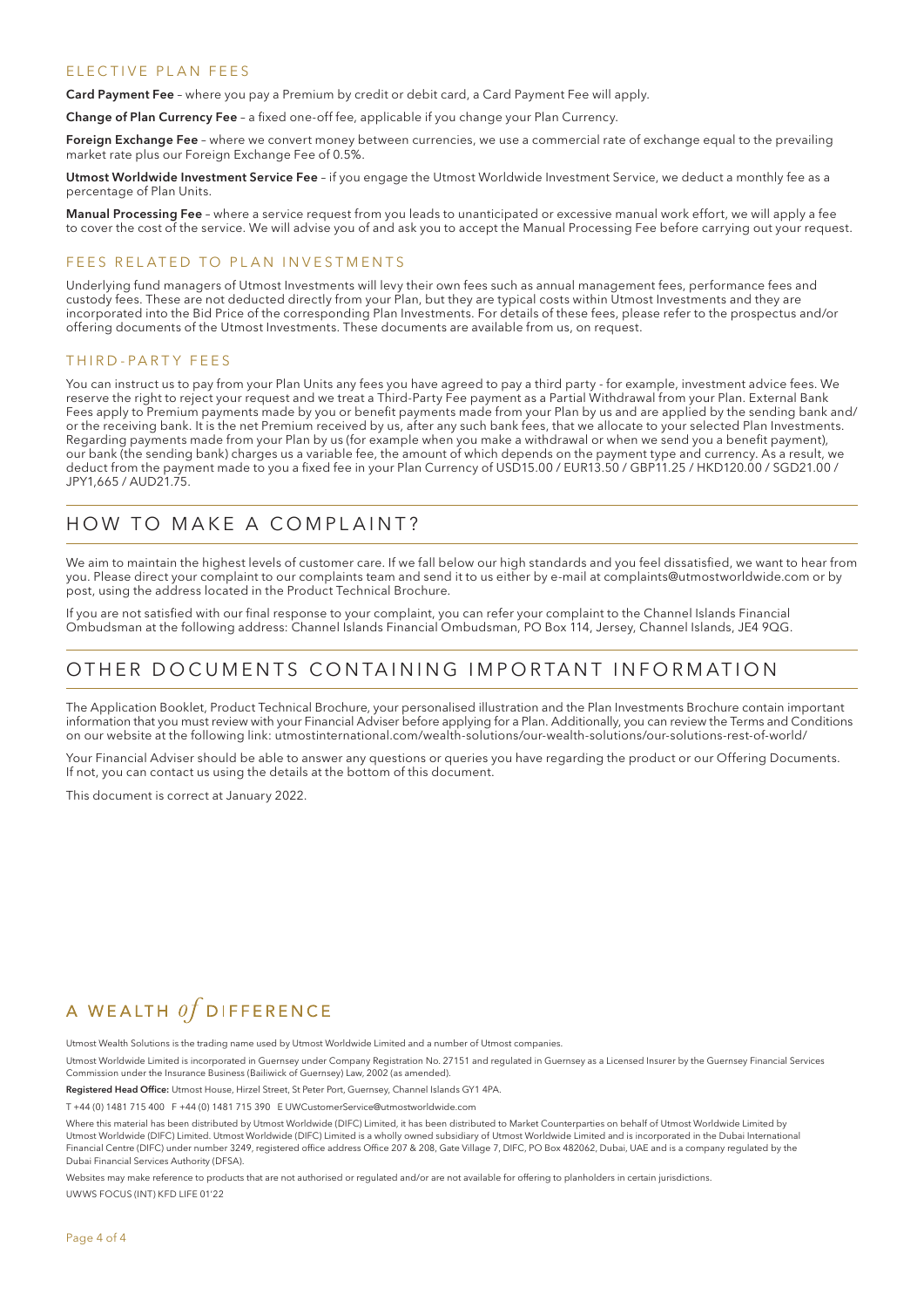### ELECTIVE PLAN FEES

**Card Payment Fee** – where you pay a Premium by credit or debit card, a Card Payment Fee will apply.

**Change of Plan Currency Fee** – a fixed one-off fee, applicable if you change your Plan Currency.

**Foreign Exchange Fee** – where we convert money between currencies, we use a commercial rate of exchange equal to the prevailing market rate plus our Foreign Exchange Fee of 0.5%.

**Utmost Worldwide Investment Service Fee** – if you engage the Utmost Worldwide Investment Service, we deduct a monthly fee as a percentage of Plan Units.

**Manual Processing Fee** – where a service request from you leads to unanticipated or excessive manual work effort, we will apply a fee to cover the cost of the service. We will advise you of and ask you to accept the Manual Processing Fee before carrying out your request.

### FEES RELATED TO PLAN INVESTMENTS

Underlying fund managers of Utmost Investments will levy their own fees such as annual management fees, performance fees and custody fees. These are not deducted directly from your Plan, but they are typical costs within Utmost Investments and they are incorporated into the Bid Price of the corresponding Plan Investments. For details of these fees, please refer to the prospectus and/or offering documents of the Utmost Investments. These documents are available from us, on request.

### THIRD-PARTY FEES

You can instruct us to pay from your Plan Units any fees you have agreed to pay a third party - for example, investment advice fees. We reserve the right to reject your request and we treat a Third-Party Fee payment as a Partial Withdrawal from your Plan. External Bank Fees apply to Premium payments made by you or benefit payments made from your Plan by us and are applied by the sending bank and/or the receiving bank. It is the net Premium received by us, after any such bank fees, that we allocate to your selected Plan Investments. Regarding payments made from your Plan by us (for example when you make a withdrawal or when we send you a benefit payment), our bank (the sending bank) charges us a variable fee, the amount of which depends on the payment type and currency. As a result, we deduct from the payment made to you a fixed fee in your Plan Currency of USD15.00 / EUR13.50 / GBP11.25 / HKD120.00 / SGD21.00 / JPY1,665 / AUD21.75.

## HOW TO MAKE A COMPLAINT?

We aim to maintain the highest levels of customer care. If we fall below our high standards and you feel dissatisfied, we want to hear from you. Please direct your complaint to our complaints team and send it to us either by e-mail at complaints@utmostworldwide.com or by post, using the address located in the Product Technical Brochure.

If you are not satisfied with our final response to your complaint, you can refer your complaint to the Channel Islands Financial Ombudsman at the following address: Channel Islands Financial Ombudsman, PO Box 114, Jersey, Channel Islands, JE4 9QG.

## OTHER DOCUMENTS CONTAINING IMPORTANT INFORMATION

The Application Booklet, Product Technical Brochure, your personalised illustration and the Plan Investments Brochure contain important information that you must review with your Financial Adviser before applying for a Plan. Additionally, you can review the Terms and Conditions on our website at the following link: utmostinternational.com/wealth-solutions/our-wealth-solutions/our-solutions-rest-of-world/

Your Financial Adviser should be able to answer any questions or queries you have regarding the product or our Offering Documents. If not, you can contact us using the details at the bottom of this document.

This document is correct at January 2022.

A WEALTH *of* DIFFERENCE

Utmost Wealth Solutions is the trading name used by Utmost Worldwide Limited and a number of Utmost companies.

Utmost Worldwide Limited is incorporated in Guernsey under Company Registration No. 27151 and regulated in Guernsey as a Licensed Insurer by the Guernsey Financial Services Commission under the Insurance Business (Bailiwick of Guernsey) Law, 2002 (as amended).

**Registered Head Office:** Utmost House, Hirzel Street, St Peter Port, Guernsey, Channel Islands GY1 4PA.

T +44 (0) 1481 715 400 F +44 (0) 1481 715 390 E UWCustomerService@utmostworldwide.com

Where this material has been distributed by Utmost Worldwide (DIFC) Limited, it has been distributed to Market Counterparties on behalf of Utmost Worldwide Limited by Utmost Worldwide (DIFC) Limited. Utmost Worldwide (DIFC) Limited is a wholly owned subsidiary of Utmost Worldwide Limited and is incorporated in the Dubai International Financial Centre (DIFC) under number 3249, registered office address Office 207 & 208, Gate Village 7, DIFC, PO Box 482062, Dubai, UAE and is a company regulated by the Dubai Financial Services Authority (DFSA).

Websites may make reference to products that are not authorised or regulated and/or are not available for offering to planholders in certain jurisdictions.

UWWS FOCUS (INT) KFD LIFE 01'22